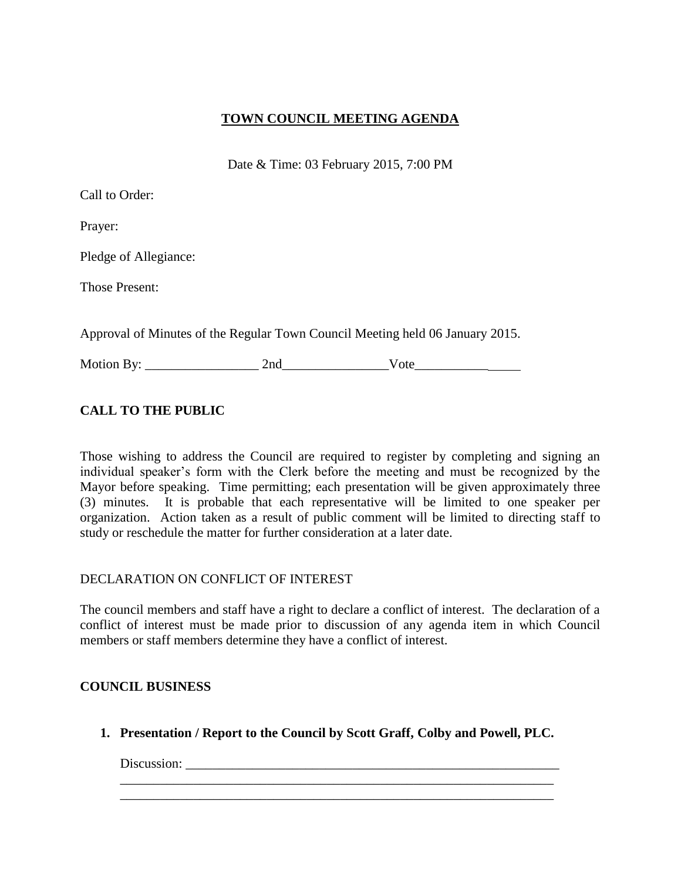# TOWN COUNCIL MEETING AGENDA

Date & Time: 03 February 2015, 7:00 PM

Call to Order:

Prayer:

Pledge of Allegiance:

Those Present:

Approval of Minutes of the Regular Town Council Meeting held 06 January 2015.

Motion By: _________________ 2nd________________Vote________________

## CALL TO THE PUBLIC

Those wishing to address the Council are required to register by completing and signing an individual speaker's form with the Clerk before the meeting and must be recognized by the Mayor before speaking. Time permitting; each presentation will be given approximately three (3) minutes. It is probable that each representative will be limited to one speaker per organization. Action taken as a result of public comment will be limited to directing staff to study or reschedule the matter for further consideration at a later date.

DECLARATION ON CONFLICT OF INTEREST

The council members and staff have a right to declare a conflict of interest. The declaration of a conflict of interest must be made prior to discussion of any agenda item in which Council members or staff members determine they have a conflict of interest.

## COUNCIL BUSINESS

1. **Presentation / Report to the Council by Scott Graff, Colby and Powell, PLC.**

   Discussion: ___________________________________________________________
   ____________________________________________________________________
   ____________________________________________________________________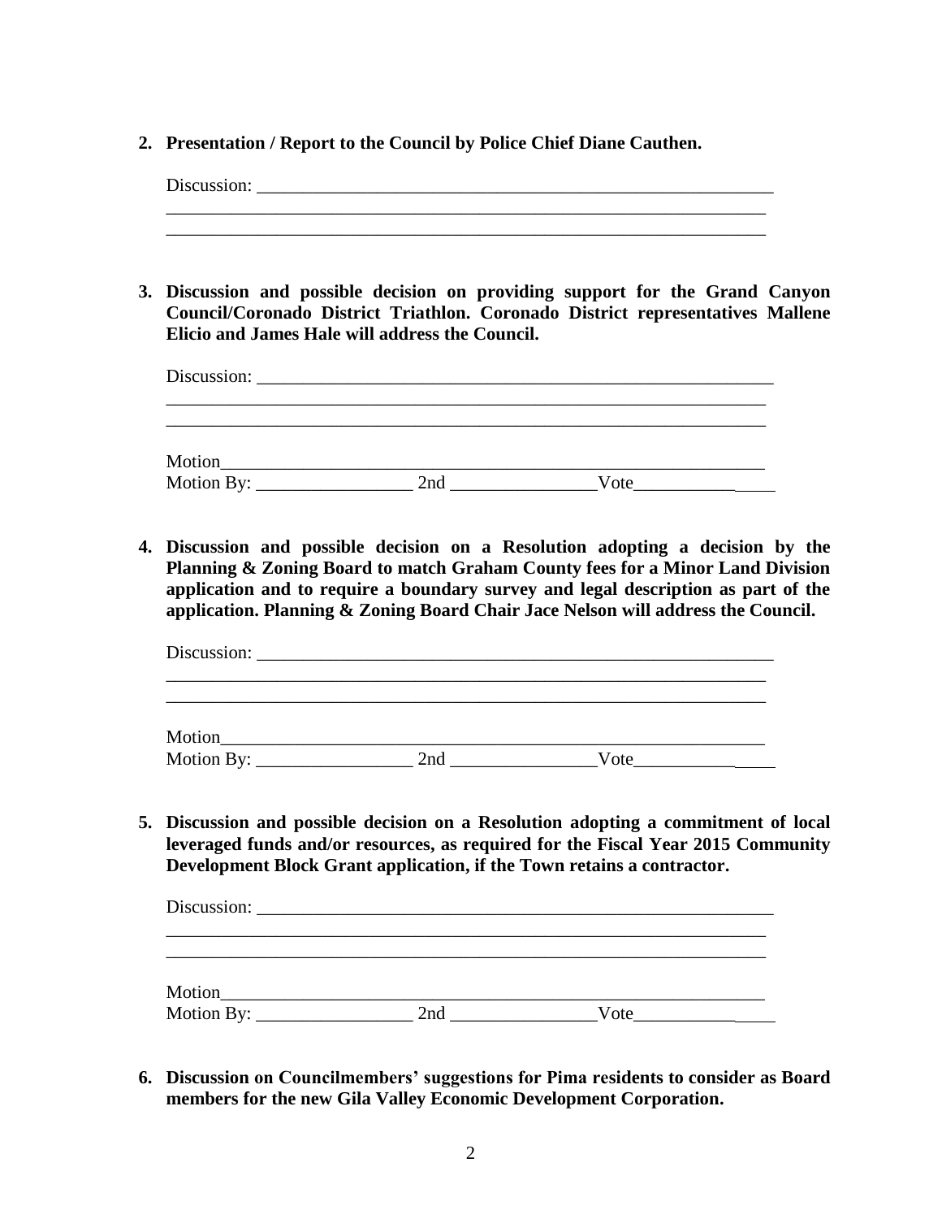2. **Presentation / Report to the Council by Police Chief Diane Cauthen.**

   Discussion: ___________________________________________________________
   ______________________________________________________________________
   ______________________________________________________________________

3. **Discussion and possible decision on providing support for the Grand Canyon Council/Coronado District Triathlon. Coronado District representatives Mallene Elicio and James Hale will address the Council.**

   Discussion: ___________________________________________________________
   ______________________________________________________________________
   ______________________________________________________________________

   Motion_________________________________________________________________
   Motion By: _________________ 2nd ________________Vote________________

4. **Discussion and possible decision on a Resolution adopting a decision by the Planning & Zoning Board to match Graham County fees for a Minor Land Division application and to require a boundary survey and legal description as part of the application. Planning & Zoning Board Chair Jace Nelson will address the Council.**

   Discussion: ___________________________________________________________
   ______________________________________________________________________
   ______________________________________________________________________

   Motion_________________________________________________________________
   Motion By: _________________ 2nd ________________Vote________________

5. **Discussion and possible decision on a Resolution adopting a commitment of local leveraged funds and/or resources, as required for the Fiscal Year 2015 Community Development Block Grant application, if the Town retains a contractor.**

   Discussion: ___________________________________________________________
   ______________________________________________________________________
   ______________________________________________________________________

   Motion_________________________________________________________________
   Motion By: _________________ 2nd ________________Vote________________

6. **Discussion on Councilmembers' suggestions for Pima residents to consider as Board members for the new Gila Valley Economic Development Corporation.**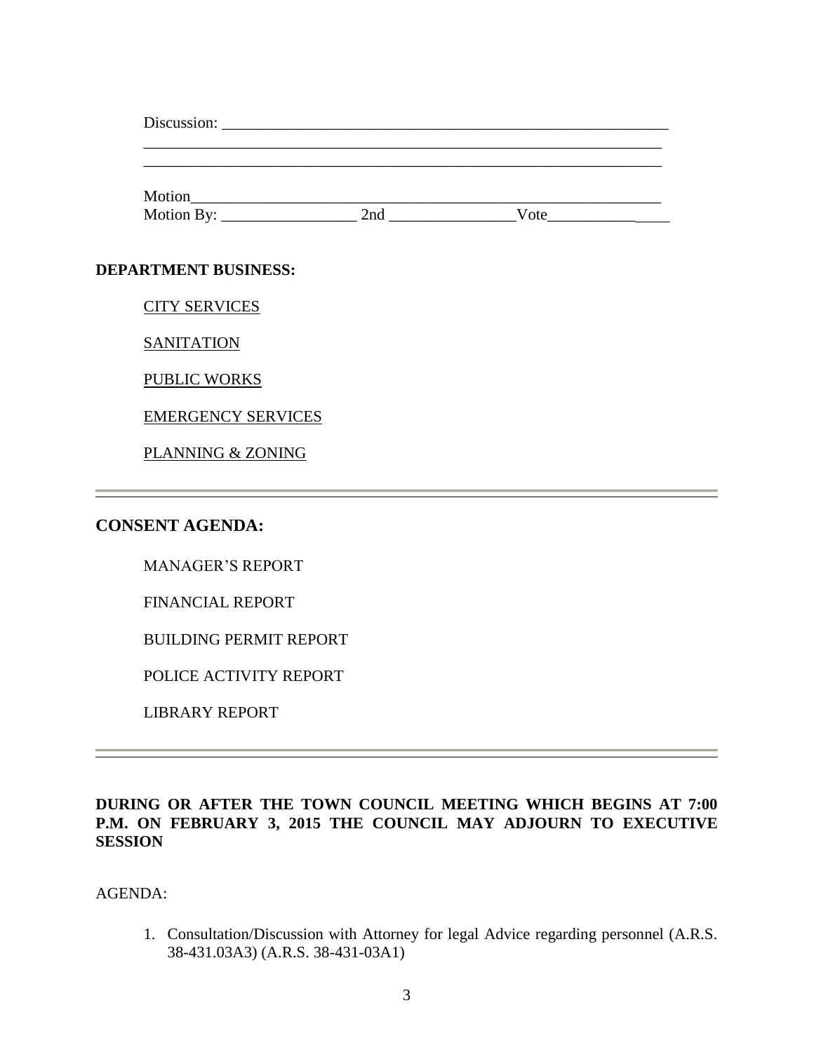Discussion: ____________________________________________________________
____________________________________________________________________
____________________________________________________________________

Motion____________________________________________________________
Motion By: _________________ 2nd ________________Vote________________

**DEPARTMENT BUSINESS:**

<u>CITY SERVICES</u>

<u>SANITATION</u>

<u>PUBLIC WORKS</u>

<u>EMERGENCY SERVICES</u>

<u>PLANNING & ZONING</u>

---

## CONSENT AGENDA:

MANAGER'S REPORT

FINANCIAL REPORT

BUILDING PERMIT REPORT

POLICE ACTIVITY REPORT

LIBRARY REPORT

---

**DURING OR AFTER THE TOWN COUNCIL MEETING WHICH BEGINS AT 7:00 P.M. ON FEBRUARY 3, 2015 THE COUNCIL MAY ADJOURN TO EXECUTIVE SESSION**

AGENDA:

1. Consultation/Discussion with Attorney for legal Advice regarding personnel (A.R.S. 38-431.03A3) (A.R.S. 38-431-03A1)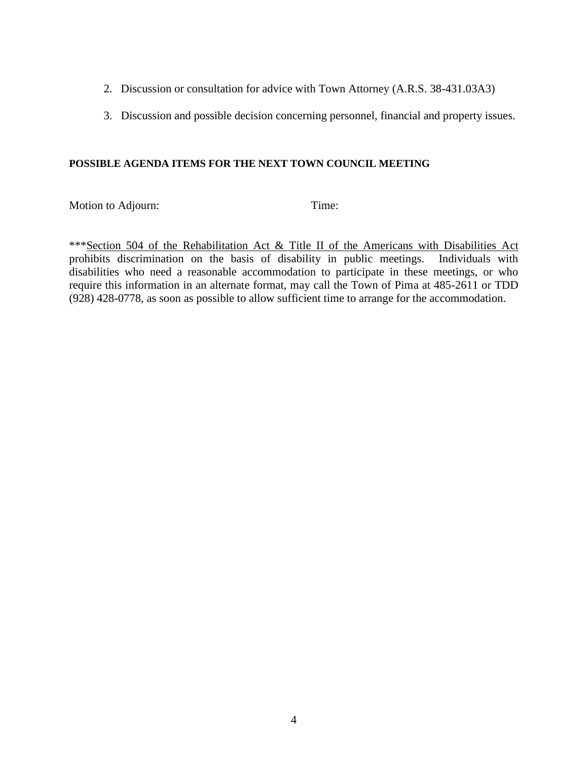2. Discussion or consultation for advice with Town Attorney (A.R.S. 38-431.03A3)

3. Discussion and possible decision concerning personnel, financial and property issues.

**POSSIBLE AGENDA ITEMS FOR THE NEXT TOWN COUNCIL MEETING**

Motion to Adjourn: Time:

***Section 504 of the Rehabilitation Act & Title II of the Americans with Disabilities Act prohibits discrimination on the basis of disability in public meetings. Individuals with disabilities who need a reasonable accommodation to participate in these meetings, or who require this information in an alternate format, may call the Town of Pima at 485-2611 or TDD (928) 428-0778, as soon as possible to allow sufficient time to arrange for the accommodation.